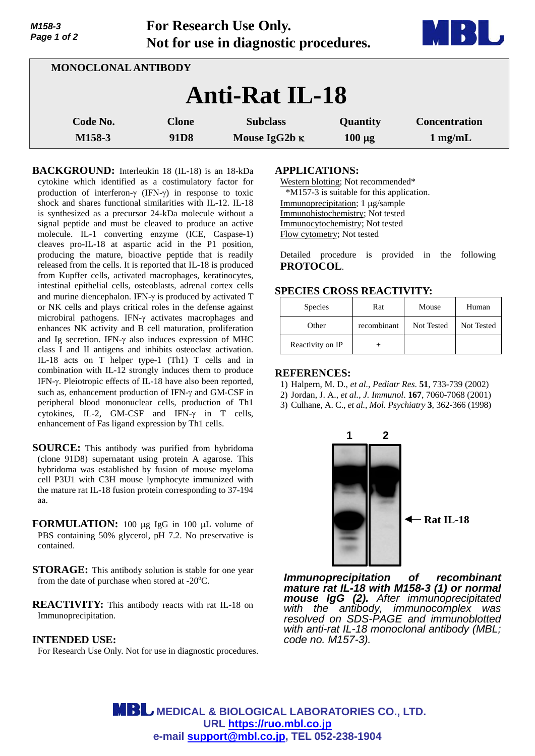**For Research Use Only.**
**Not for use in diagnostic procedures.**

MONOCLONAL ANTIBODY

# Anti-Rat IL-18

| Code No. | Clone | Subclass | Quantity | Concentration |
|---|---|---|---|---|
| M158-3 | 91D8 | Mouse IgG2b κ | 100 µg | 1 mg/mL |

**BACKGROUND:** Interleukin 18 (IL-18) is an 18-kDa cytokine which identified as a costimulatory factor for production of interferon-γ (IFN-γ) in response to toxic shock and shares functional similarities with IL-12. IL-18 is synthesized as a precursor 24-kDa molecule without a signal peptide and must be cleaved to produce an active molecule. IL-1 converting enzyme (ICE, Caspase-1) cleaves pro-IL-18 at aspartic acid in the P1 position, producing the mature, bioactive peptide that is readily released from the cells. It is reported that IL-18 is produced from Kupffer cells, activated macrophages, keratinocytes, intestinal epithelial cells, osteoblasts, adrenal cortex cells and murine diencephalon. IFN-γ is produced by activated T or NK cells and plays critical roles in the defense against microbiral pathogens. IFN-γ activates macrophages and enhances NK activity and B cell maturation, proliferation and Ig secretion. IFN-γ also induces expression of MHC class I and II antigens and inhibits osteoclast activation. IL-18 acts on T helper type-1 (Th1) T cells and in combination with IL-12 strongly induces them to produce IFN-γ. Pleiotropic effects of IL-18 have also been reported, such as, enhancement production of IFN-γ and GM-CSF in peripheral blood mononuclear cells, production of Th1 cytokines, IL-2, GM-CSF and IFN-γ in T cells, enhancement of Fas ligand expression by Th1 cells.

**SOURCE:** This antibody was purified from hybridoma (clone 91D8) supernatant using protein A agarose. This hybridoma was established by fusion of mouse myeloma cell P3U1 with C3H mouse lymphocyte immunized with the mature rat IL-18 fusion protein corresponding to 37-194 aa.

**FORMULATION:** 100 µg IgG in 100 µL volume of PBS containing 50% glycerol, pH 7.2. No preservative is contained.

**STORAGE:** This antibody solution is stable for one year from the date of purchase when stored at -20°C.

**REACTIVITY:** This antibody reacts with rat IL-18 on Immunoprecipitation.

**INTENDED USE:**
For Research Use Only. Not for use in diagnostic procedures.

**APPLICATIONS:**

Western blotting; Not recommended*
*M157-3 is suitable for this application.
Immunoprecipitation; 1 µg/sample
Immunohistochemistry; Not tested
Immunocytochemistry; Not tested
Flow cytometry; Not tested

Detailed procedure is provided in the following **PROTOCOL**.

**SPECIES CROSS REACTIVITY:**

| Species | Rat | Mouse | Human |
|---|---|---|---|
| Other | recombinant | Not Tested | Not Tested |
| Reactivity on IP | + | | |

**REFERENCES:**

1) Halpern, M. D., *et al., Pediatr Res*. **51**, 733-739 (2002)
2) Jordan, J. A., *et al., J. Immunol*. **167**, 7060-7068 (2001)
3) Culhane, A. C., *et al., Mol. Psychiatry* **3**, 362-366 (1998)

1 2
← Rat IL-18

***Immunoprecipitation of recombinant mature rat IL-18 with M158-3 (1) or normal mouse IgG (2).*** *After immunoprecipitated with the antibody, immunocomplex was resolved on SDS-PAGE and immunoblotted with anti-rat IL-18 monoclonal antibody (MBL; code no. M157-3).*

**MEDICAL & BIOLOGICAL LABORATORIES CO., LTD.**
**URL https://ruo.mbl.co.jp**
**e-mail support@mbl.co.jp, TEL 052-238-1904**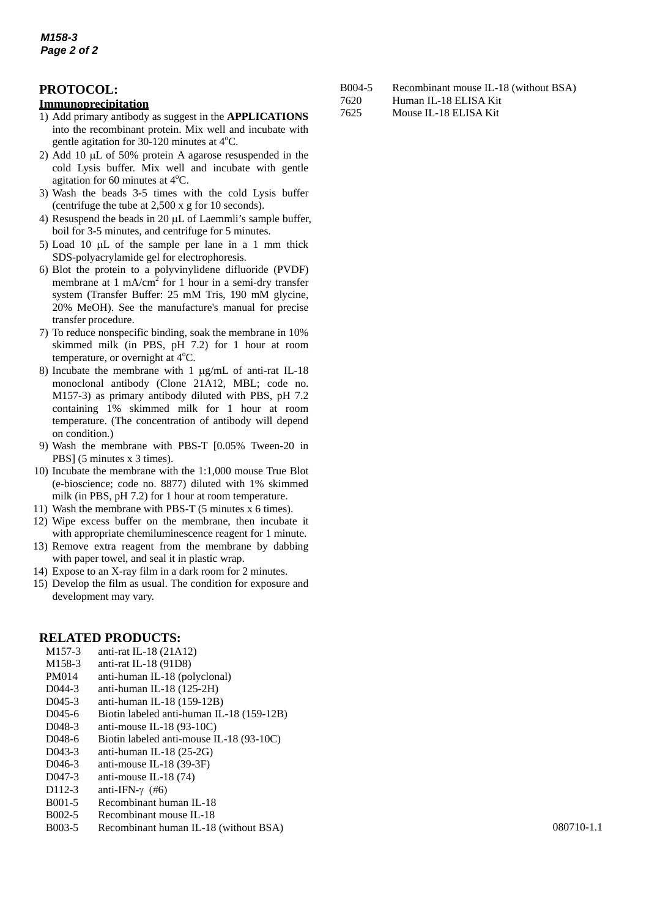## PROTOCOL:

### Immunoprecipitation

1) Add primary antibody as suggest in the **APPLICATIONS** into the recombinant protein. Mix well and incubate with gentle agitation for 30-120 minutes at 4°C.
2) Add 10 μL of 50% protein A agarose resuspended in the cold Lysis buffer. Mix well and incubate with gentle agitation for 60 minutes at 4°C.
3) Wash the beads 3-5 times with the cold Lysis buffer (centrifuge the tube at 2,500 x g for 10 seconds).
4) Resuspend the beads in 20 μL of Laemmli's sample buffer, boil for 3-5 minutes, and centrifuge for 5 minutes.
5) Load 10 μL of the sample per lane in a 1 mm thick SDS-polyacrylamide gel for electrophoresis.
6) Blot the protein to a polyvinylidene difluoride (PVDF) membrane at 1 $mA/cm^2$ for 1 hour in a semi-dry transfer system (Transfer Buffer: 25 mM Tris, 190 mM glycine, 20% MeOH). See the manufacture's manual for precise transfer procedure.
7) To reduce nonspecific binding, soak the membrane in 10% skimmed milk (in PBS, pH 7.2) for 1 hour at room temperature, or overnight at 4°C.
8) Incubate the membrane with 1 μg/mL of anti-rat IL-18 monoclonal antibody (Clone 21A12, MBL; code no. M157-3) as primary antibody diluted with PBS, pH 7.2 containing 1% skimmed milk for 1 hour at room temperature. (The concentration of antibody will depend on condition.)
9) Wash the membrane with PBS-T [0.05% Tween-20 in PBS] (5 minutes x 3 times).
10) Incubate the membrane with the 1:1,000 mouse True Blot (e-bioscience; code no. 8877) diluted with 1% skimmed milk (in PBS, pH 7.2) for 1 hour at room temperature.
11) Wash the membrane with PBS-T (5 minutes x 6 times).
12) Wipe excess buffer on the membrane, then incubate it with appropriate chemiluminescence reagent for 1 minute.
13) Remove extra reagent from the membrane by dabbing with paper towel, and seal it in plastic wrap.
14) Expose to an X-ray film in a dark room for 2 minutes.
15) Develop the film as usual. The condition for exposure and development may vary.

## RELATED PRODUCTS:

| | |
|---|---|
| M157-3 | anti-rat IL-18 (21A12) |
| M158-3 | anti-rat IL-18 (91D8) |
| PM014 | anti-human IL-18 (polyclonal) |
| D044-3 | anti-human IL-18 (125-2H) |
| D045-3 | anti-human IL-18 (159-12B) |
| D045-6 | Biotin labeled anti-human IL-18 (159-12B) |
| D048-3 | anti-mouse IL-18 (93-10C) |
| D048-6 | Biotin labeled anti-mouse IL-18 (93-10C) |
| D043-3 | anti-human IL-18 (25-2G) |
| D046-3 | anti-mouse IL-18 (39-3F) |
| D047-3 | anti-mouse IL-18 (74) |
| D112-3 | anti-IFN-γ (#6) |
| B001-5 | Recombinant human IL-18 |
| B002-5 | Recombinant mouse IL-18 |
| B003-5 | Recombinant human IL-18 (without BSA) |
| B004-5 | Recombinant mouse IL-18 (without BSA) |
| 7620 | Human IL-18 ELISA Kit |
| 7625 | Mouse IL-18 ELISA Kit |

080710-1.1